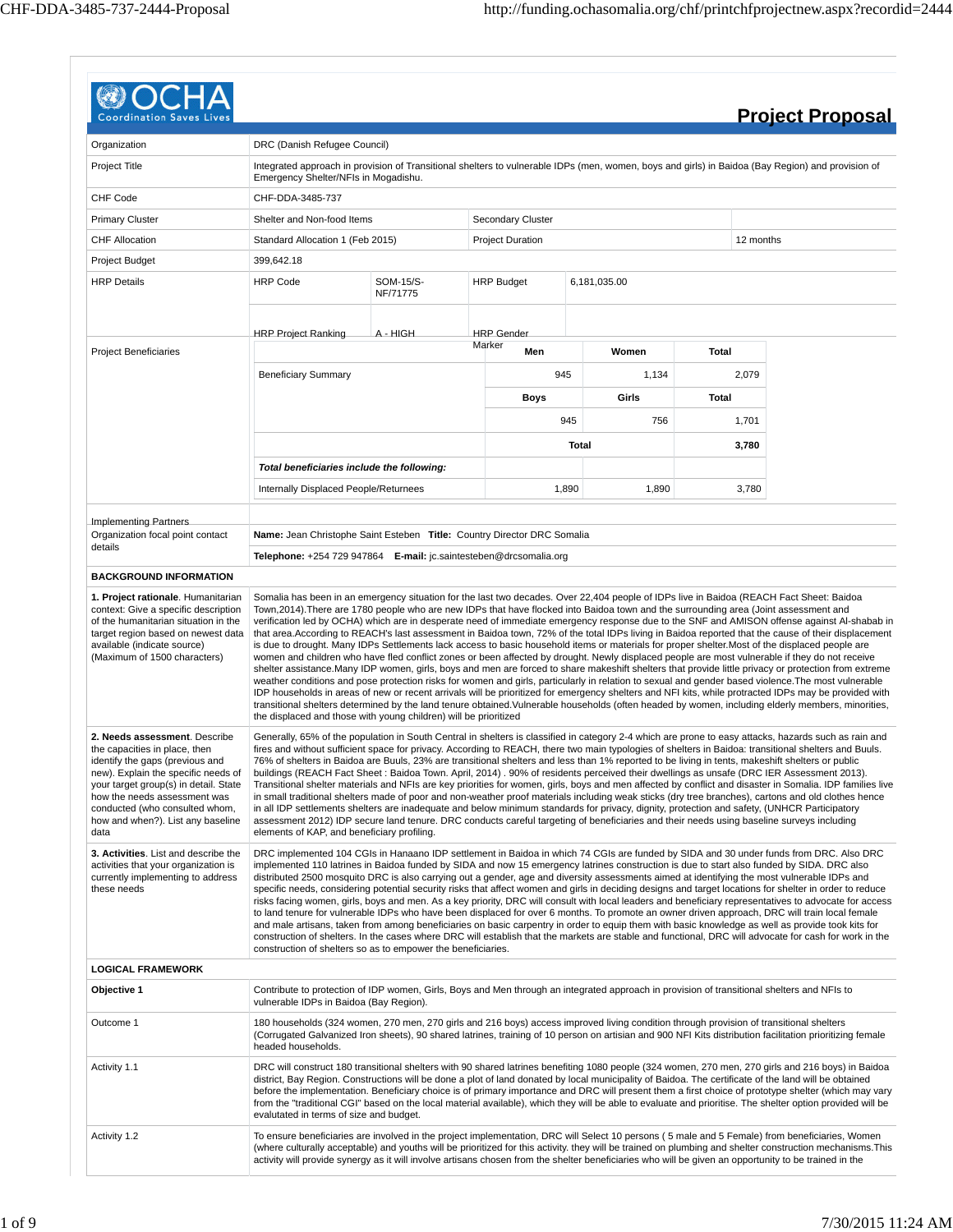# OCHA

## Project Proposal

| | |
|---|---|
| Organization | DRC (Danish Refugee Council) |
| Project Title | Integrated approach in provision of Transitional shelters to vulnerable IDPs (men, women, boys and girls) in Baidoa (Bay Region) and provision of Emergency Shelter/NFIs in Mogadishu. |
| CHF Code | CHF-DDA-3485-737 |
| Primary Cluster | Shelter and Non-food Items |
| Secondary Cluster | |
| CHF Allocation | Standard Allocation 1 (Feb 2015) |
| Project Duration | 12 months |
| Project Budget | 399,642.18 |
| HRP Details | HRP Code: SOM-15/S-NF/71775; HRP Budget: 6,181,035.00; HRP Project Ranking: A - HIGH; HRP Gender Marker: |

**Project Beneficiaries**

| | Men | Women | Total |
|---|---|---|---|
| Beneficiary Summary | 945 | 1,134 | 2,079 |
| | **Boys** | **Girls** | **Total** |
| | 945 | 756 | 1,701 |
| | **Total** | | **3,780** |
| ***Total beneficiaries include the following:*** | | | |
| Internally Displaced People/Returnees | 1,890 | 1,890 | 3,780 |

| | |
|---|---|
| Implementing Partners | |
| Organization focal point contact details | **Name:** Jean Christophe Saint Esteben **Title:** Country Director DRC Somalia<br>**Telephone:** +254 729 947864 **E-mail:** jc.saintesteben@drcsomalia.org |

### BACKGROUND INFORMATION

**1. Project rationale**. Humanitarian context: Give a specific description of the humanitarian situation in the target region based on newest data available (indicate source) (Maximum of 1500 characters)

Somalia has been in an emergency situation for the last two decades. Over 22,404 people of IDPs live in Baidoa (REACH Fact Sheet: Baidoa Town,2014).There are 1780 people who are new IDPs that have flocked into Baidoa town and the surrounding area (Joint assessment and verification led by OCHA) which are in desperate need of immediate emergency response due to the SNF and AMISON offense against Al-shabab in that area.According to REACH's last assessment in Baidoa town, 72% of the total IDPs living in Baidoa reported that the cause of their displacement is due to drought. Many IDPs Settlements lack access to basic household items or materials for proper shelter.Most of the displaced people are women and children who have fled conflict zones or been affected by drought. Newly displaced people are most vulnerable if they do not receive shelter assistance.Many IDP women, girls, boys and men are forced to share makeshift shelters that provide little privacy or protection from extreme weather conditions and pose protection risks for women and girls, particularly in relation to sexual and gender based violence.The most vulnerable IDP households in areas of new or recent arrivals will be prioritized for emergency shelters and NFI kits, while protracted IDPs may be provided with transitional shelters determined by the land tenure obtained.Vulnerable households (often headed by women, including elderly members, minorities, the displaced and those with young children) will be prioritized

**2. Needs assessment**. Describe the capacities in place, then identify the gaps (previous and new). Explain the specific needs of your target group(s) in detail. State how the needs assessment was conducted (who consulted whom, how and when?). List any baseline data

Generally, 65% of the population in South Central in shelters is classified in category 2-4 which are prone to easy attacks, hazards such as rain and fires and without sufficient space for privacy. According to REACH, there two main typologies of shelters in Baidoa: transitional shelters and Buuls. 76% of shelters in Baidoa are Buuls, 23% are transitional shelters and less than 1% reported to be living in tents, makeshift shelters or public buildings (REACH Fact Sheet : Baidoa Town. April, 2014) . 90% of residents perceived their dwellings as unsafe (DRC IER Assessment 2013). Transitional shelter materials and NFIs are key priorities for women, girls, boys and men affected by conflict and disaster in Somalia. IDP families live in small traditional shelters made of poor and non-weather proof materials including weak sticks (dry tree branches), cartons and old clothes hence in all IDP settlements shelters are inadequate and below minimum standards for privacy, dignity, protection and safety, (UNHCR Participatory assessment 2012) IDP secure land tenure. DRC conducts careful targeting of beneficiaries and their needs using baseline surveys including elements of KAP, and beneficiary profiling.

**3. Activities**. List and describe the activities that your organization is currently implementing to address these needs

DRC implemented 104 CGIs in Hanaano IDP settlement in Baidoa in which 74 CGIs are funded by SIDA and 30 under funds from DRC. Also DRC implemented 110 latrines in Baidoa funded by SIDA and now 15 emergency latrines construction is due to start also funded by SIDA. DRC also distributed 2500 mosquito DRC is also carrying out a gender, age and diversity assessments aimed at identifying the most vulnerable IDPs and specific needs, considering potential security risks that affect women and girls in deciding designs and target locations for shelter in order to reduce risks facing women, girls, boys and men. As a key priority, DRC will consult with local leaders and beneficiary representatives to advocate for access to land tenure for vulnerable IDPs who have been displaced for over 6 months. To promote an owner driven approach, DRC will train local female and male artisans, taken from among beneficiaries on basic carpentry in order to equip them with basic knowledge as well as provide took kits for construction of shelters. In the cases where DRC will establish that the markets are stable and functional, DRC will advocate for cash for work in the construction of shelters so as to empower the beneficiaries.

### LOGICAL FRAMEWORK

**Objective 1**

Contribute to protection of IDP women, Girls, Boys and Men through an integrated approach in provision of transitional shelters and NFIs to vulnerable IDPs in Baidoa (Bay Region).

**Outcome 1**

180 households (324 women, 270 men, 270 girls and 216 boys) access improved living condition through provision of transitional shelters (Corrugated Galvanized Iron sheets), 90 shared latrines, training of 10 person on artisan and 900 NFI Kits distribution facilitation prioritizing female headed households.

**Activity 1.1**

DRC will construct 180 transitional shelters with 90 shared latrines benefiting 1080 people (324 women, 270 men, 270 girls and 216 boys) in Baidoa district, Bay Region. Constructions will be done a plot of land donated by local municipality of Baidoa. The certificate of the land will be obtained before the implementation. Beneficiary choice is of primary importance and DRC will present them a first choice of prototype shelter (which may vary from the "traditional CGI" based on the local material available), which they will be able to evaluate and prioritise. The shelter option provided will be evalutated in terms of size and budget.

**Activity 1.2**

To ensure beneficiaries are involved in the project implementation, DRC will Select 10 persons ( 5 male and 5 Female) from beneficiaries, Women (where culturally acceptable) and youths will be prioritized for this activity. they will be trained on plumbing and shelter construction mechanisms.This activity will provide synergy as it will involve artisans chosen from the shelter beneficiaries who will be given an opportunity to be trained in the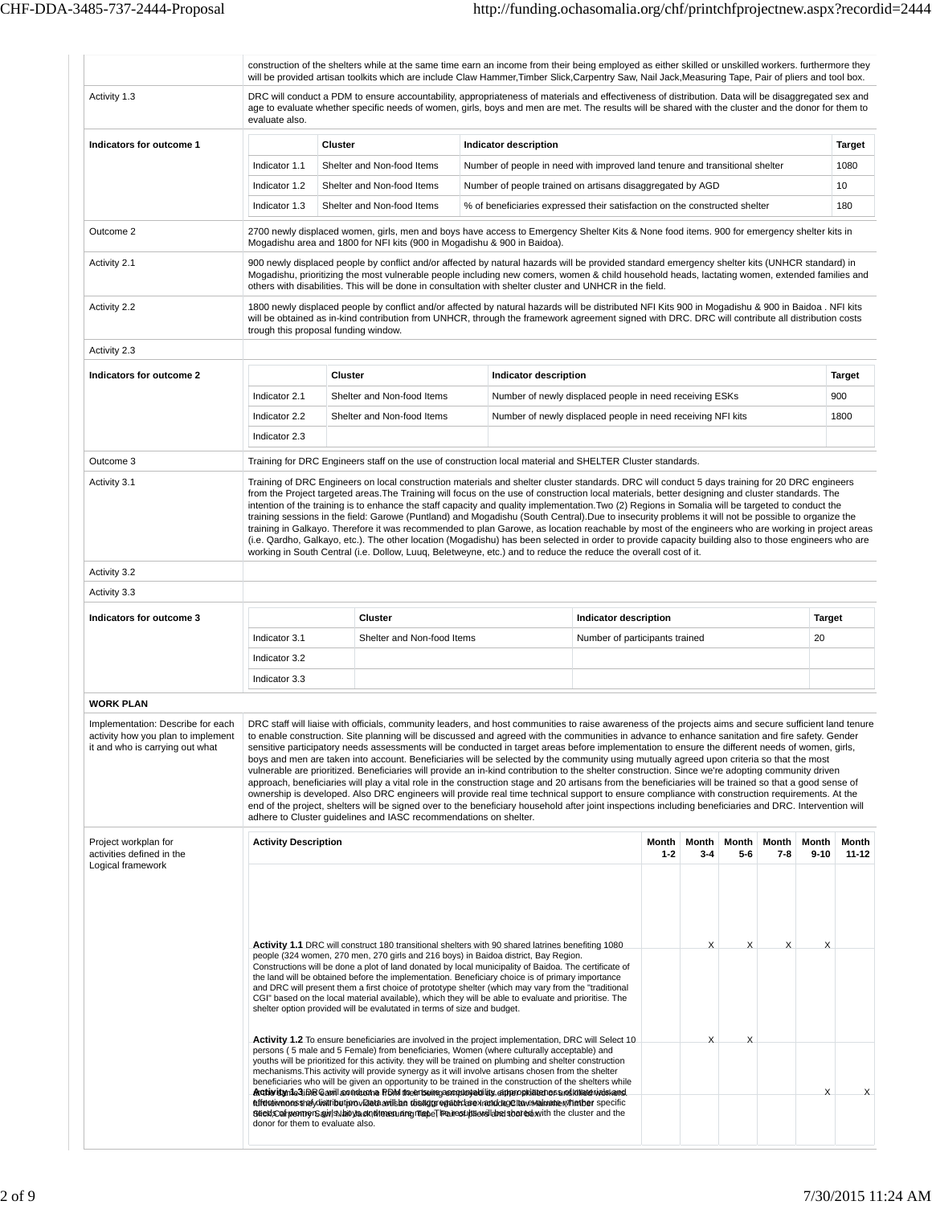| | |
|---|---|
| | construction of the shelters while at the same time earn an income from their being employed as either skilled or unskilled workers. furthermore they will be provided artisan toolkits which are include Claw Hammer,Timber Slick,Carpentry Saw, Nail Jack,Measuring Tape, Pair of pliers and tool box. |
| Activity 1.3 | DRC will conduct a PDM to ensure accountability, appropriateness of materials and effectiveness of distribution. Data will be disaggregated sex and age to evaluate whether specific needs of women, girls, boys and men are met. The results will be shared with the cluster and the donor for them to evaluate also. |

**Indicators for outcome 1**

| | Cluster | Indicator description | Target |
|---|---|---|---|
| Indicator 1.1 | Shelter and Non-food Items | Number of people in need with improved land tenure and transitional shelter | 1080 |
| Indicator 1.2 | Shelter and Non-food Items | Number of people trained on artisans disaggregated by AGD | 10 |
| Indicator 1.3 | Shelter and Non-food Items | % of beneficiaries expressed their satisfaction on the constructed shelter | 180 |

| | |
|---|---|
| Outcome 2 | 2700 newly displaced women, girls, men and boys have access to Emergency Shelter Kits & None food items. 900 for emergency shelter kits in Mogadishu area and 1800 for NFI kits (900 in Mogadishu & 900 in Baidoa). |
| Activity 2.1 | 900 newly displaced people by conflict and/or affected by natural hazards will be provided standard emergency shelter kits (UNHCR standard) in Mogadishu, prioritizing the most vulnerable people including new comers, women & child household heads, lactating women, extended families and others with disabilities. This will be done in consultation with shelter cluster and UNHCR in the field. |
| Activity 2.2 | 1800 newly displaced people by conflict and/or affected by natural hazards will be distributed NFI Kits 900 in Mogadishu & 900 in Baidoa . NFI kits will be obtained as in-kind contribution from UNHCR, through the framework agreement signed with DRC. DRC will contribute all distribution costs trough this proposal funding window. |
| Activity 2.3 | |

**Indicators for outcome 2**

| | Cluster | Indicator description | Target |
|---|---|---|---|
| Indicator 2.1 | Shelter and Non-food Items | Number of newly displaced people in need receiving ESKs | 900 |
| Indicator 2.2 | Shelter and Non-food Items | Number of newly displaced people in need receiving NFI kits | 1800 |
| Indicator 2.3 | | | |

| | |
|---|---|
| Outcome 3 | Training for DRC Engineers staff on the use of construction local material and SHELTER Cluster standards. |
| Activity 3.1 | Training of DRC Engineers on local construction materials and shelter cluster standards. DRC will conduct 5 days training for 20 DRC engineers from the Project targeted areas.The Training will focus on the use of construction local materials, better designing and cluster standards. The intention of the training is to enhance the staff capacity and quality implementation.Two (2) Regions in Somalia will be targeted to conduct the training sessions in the field: Garowe (Puntland) and Mogadishu (South Central).Due to insecurity problems it will not be possible to organize the training in Galkayo. Therefore it was recommended to plan Garowe, as location reachable by most of the engineers who are working in project areas (i.e. Qardho, Galkayo, etc.). The other location (Mogadishu) has been selected in order to provide capacity building also to those engineers who are working in South Central (i.e. Dollow, Luuq, Beletweyne, etc.) and to reduce the reduce the overall cost of it. |
| Activity 3.2 | |
| Activity 3.3 | |

**Indicators for outcome 3**

| | Cluster | Indicator description | Target |
|---|---|---|---|
| Indicator 3.1 | Shelter and Non-food Items | Number of participants trained | 20 |
| Indicator 3.2 | | | |
| Indicator 3.3 | | | |

**WORK PLAN**

| | |
|---|---|
| Implementation: Describe for each activity how you plan to implement it and who is carrying out what | DRC staff will liaise with officials, community leaders, and host communities to raise awareness of the projects aims and secure sufficient land tenure to enable construction. Site planning will be discussed and agreed with the communities in advance to enhance sanitation and fire safety. Gender sensitive participatory needs assessments will be conducted in target areas before implementation to ensure the different needs of women, girls, boys and men are taken into account. Beneficiaries will be selected by the community using mutually agreed upon criteria so that the most vulnerable are prioritized. Beneficiaries will provide an in-kind contribution to the shelter construction. Since we're adopting community driven approach, beneficiaries will play a vital role in the construction stage and 20 artisans from the beneficiaries will be trained so that a good sense of ownership is developed. Also DRC engineers will provide real time technical support to ensure compliance with construction requirements. At the end of the project, shelters will be signed over to the beneficiary household after joint inspections including beneficiaries and DRC. Intervention will adhere to Cluster guidelines and IASC recommendations on shelter. |

Project workplan for activities defined in the Logical framework

| Activity Description | Month 1-2 | Month 3-4 | Month 5-6 | Month 7-8 | Month 9-10 | Month 11-12 |
|---|---|---|---|---|---|---|
| **Activity 1.1** DRC will construct 180 transitional shelters with 90 shared latrines benefiting 1080 people (324 women, 270 men, 270 girls and 216 boys) in Baidoa district, Bay Region. Constructions will be done a plot of land donated by local municipality of Baidoa. The certificate of the land will be obtained before the implementation. Beneficiary choice is of primary importance and DRC will present them a first choice of prototype shelter (which may vary from the "traditional CGI" based on the local material available), which they will be able to evaluate and prioritise. The shelter option provided will be evalutated in terms of size and budget. | | X | X | X | X | |
| **Activity 1.2** To ensure beneficiaries are involved in the project implementation, DRC will Select 10 persons ( 5 male and 5 Female) from beneficiaries, Women (where culturally acceptable) and youths will be prioritized for this activity. they will be trained on plumbing and shelter construction mechanisms.This activity will provide synergy as it will involve artisans chosen from the shelter beneficiaries who will be given an opportunity to be trained in the construction of the shelters while at the same time earn an income from their being employed as either skilled or unskilled workers. furthermore they will be provided artisan toolkits which are include Claw Hammer,Timber Slick,Carpentry Saw, Nail Jack,Measuring Tape, Pair of pliers and tool box. | | X | X | | | |
| **Activity 1.3** DRC will conduct a PDM to ensure accountability, appropriateness of materials and effectiveness of distribution. Data will be disaggregated sex and age to evaluate whether specific needs of women, girls, boys and men are met. The results will be shared with the cluster and the donor for them to evaluate also. | | | | | X | X |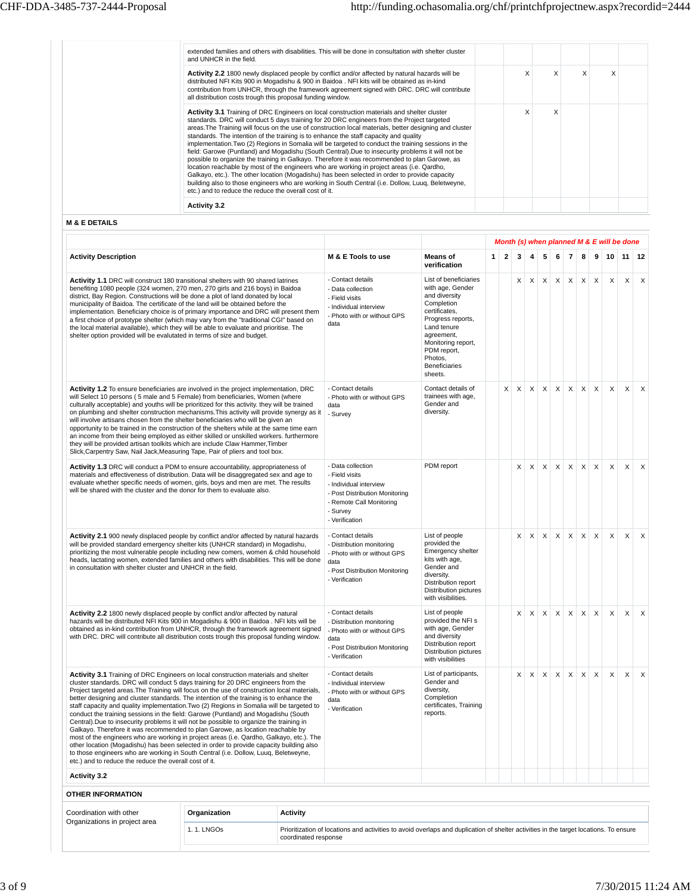| | | | | | | |
|---|---|---|---|---|---|---|
| | extended families and others with disabilities. This will be done in consultation with shelter cluster and UNHCR in the field. | | | | | |
| | **Activity 2.2** 1800 newly displaced people by conflict and/or affected by natural hazards will be distributed NFI Kits 900 in Mogadishu & 900 in Baidoa . NFI kits will be obtained as in-kind contribution from UNHCR, through the framework agreement signed with DRC. DRC will contribute all distribution costs trough this proposal funding window. | | X | X | X | X |
| | **Activity 3.1** Training of DRC Engineers on local construction materials and shelter cluster standards. DRC will conduct 5 days training for 20 DRC engineers from the Project targeted areas.The Training will focus on the use of construction local materials, better designing and cluster standards. The intention of the training is to enhance the staff capacity and quality implementation.Two (2) Regions in Somalia will be targeted to conduct the training sessions in the field: Garowe (Puntland) and Mogadishu (South Central).Due to insecurity problems it will not be possible to organize the training in Galkayo. Therefore it was recommended to plan Garowe, as location reachable by most of the engineers who are working in project areas (i.e. Qardho, Galkayo, etc.). The other location (Mogadishu) has been selected in order to provide capacity building also to those engineers who are working in South Central (i.e. Dollow, Luuq, Beletweyne, etc.) and to reduce the reduce the overall cost of it. | | X | X | | |
| | **Activity 3.2** | | | | | |

**M & E DETAILS**

| Activity Description | M & E Tools to use | Means of verification | 1 | 2 | 3 | 4 | 5 | 6 | 7 | 8 | 9 | 10 | 11 | 12 |
|---|---|---|---|---|---|---|---|---|---|---|---|---|---|---|
| | | | *Month (s) when planned M & E will be done* | | | | | | | | | | | |
| **Activity 1.1** DRC will construct 180 transitional shelters with 90 shared latrines benefiting 1080 people (324 women, 270 men, 270 girls and 216 boys) in Baidoa district, Bay Region. Constructions will be done a plot of land donated by local municipality of Baidoa. The certificate of the land will be obtained before the implementation. Beneficiary choice is of primary importance and DRC will present them a first choice of prototype shelter (which may vary from the "traditional CGI" based on the local material available), which they will be able to evaluate and prioritise. The shelter option provided will be evalutated in terms of size and budget. | - Contact details<br>- Data collection<br>- Field visits<br>- Individual interview<br>- Photo with or without GPS data | List of beneficiaries with age, Gender and diversity Completion certificates, Progress reports, Land tenure agreement, Monitoring report, PDM report, Photos, Beneficiaries sheets. | | | X | X | X | X | X | X | X | X | X | X |
| **Activity 1.2** To ensure beneficiaries are involved in the project implementation, DRC will Select 10 persons ( 5 male and 5 Female) from beneficiaries, Women (where culturally acceptable) and youths will be prioritized for this activity. they will be trained on plumbing and shelter construction mechanisms.This activity will provide synergy as it will involve artisans chosen from the shelter beneficiaries who will be given an opportunity to be trained in the construction of the shelters while at the same time earn an income from their being employed as either skilled or unskilled workers. furthermore they will be provided artisan toolkits which are include Claw Hammer,Timber Slick,Carpentry Saw, Nail Jack,Measuring Tape, Pair of pliers and tool box. | - Contact details<br>- Photo with or without GPS data<br>- Survey | Contact details of trainees with age, Gender and diversity. | | X | X | X | X | X | X | X | X | X | X | X |
| **Activity 1.3** DRC will conduct a PDM to ensure accountability, appropriateness of materials and effectiveness of distribution. Data will be disaggregated sex and age to evaluate whether specific needs of women, girls, boys and men are met. The results will be shared with the cluster and the donor for them to evaluate also. | - Data collection<br>- Field visits<br>- Individual interview<br>- Post Distribution Monitoring<br>- Remote Call Monitoring<br>- Survey<br>- Verification | PDM report | | | X | X | X | X | X | X | X | X | X | X |
| **Activity 2.1** 900 newly displaced people by conflict and/or affected by natural hazards will be provided standard emergency shelter kits (UNHCR standard) in Mogadishu, prioritizing the most vulnerable people including new comers, women & child household heads, lactating women, extended families and others with disabilities. This will be done in consultation with shelter cluster and UNHCR in the field. | - Contact details<br>- Distribution monitoring<br>- Photo with or without GPS data<br>- Post Distribution Monitoring<br>- Verification | List of people provided the Emergency shelter kits with age, Gender and diversity. Distribution report Distribution pictures with visibilities. | | | X | X | X | X | X | X | X | X | X | X |
| **Activity 2.2** 1800 newly displaced people by conflict and/or affected by natural hazards will be distributed NFI Kits 900 in Mogadishu & 900 in Baidoa . NFI kits will be obtained as in-kind contribution from UNHCR, through the framework agreement signed with DRC. DRC will contribute all distribution costs trough this proposal funding window. | - Contact details<br>- Distribution monitoring<br>- Photo with or without GPS data<br>- Post Distribution Monitoring<br>- Verification | List of people provided the NFI s with age, Gender and diversity Distribution report Distribution pictures with visibilities | | | X | X | X | X | X | X | X | X | X | X |
| **Activity 3.1** Training of DRC Engineers on local construction materials and shelter cluster standards. DRC will conduct 5 days training for 20 DRC engineers from the Project targeted areas.The Training will focus on the use of construction local materials, better designing and cluster standards. The intention of the training is to enhance the staff capacity and quality implementation.Two (2) Regions in Somalia will be targeted to conduct the training sessions in the field: Garowe (Puntland) and Mogadishu (South Central).Due to insecurity problems it will not be possible to organize the training in Galkayo. Therefore it was recommended to plan Garowe, as location reachable by most of the engineers who are working in project areas (i.e. Qardho, Galkayo, etc.). The other location (Mogadishu) has been selected in order to provide capacity building also to those engineers who are working in South Central (i.e. Dollow, Luuq, Beletweyne, etc.) and to reduce the reduce the overall cost of it. | - Contact details<br>- Individual interview<br>- Photo with or without GPS data<br>- Verification | List of participants, Gender and diversity, Completion certificates, Training reports. | | | X | X | X | X | X | X | X | X | X | X |
| **Activity 3.2** | | | | | | | | | | | | | | |

**OTHER INFORMATION**

| Coordination with other Organizations in project area | Organization | Activity |
|---|---|---|
| | 1. 1. LNGOs | Prioritization of locations and activities to avoid overlaps and duplication of shelter activities in the target locations. To ensure coordinated response |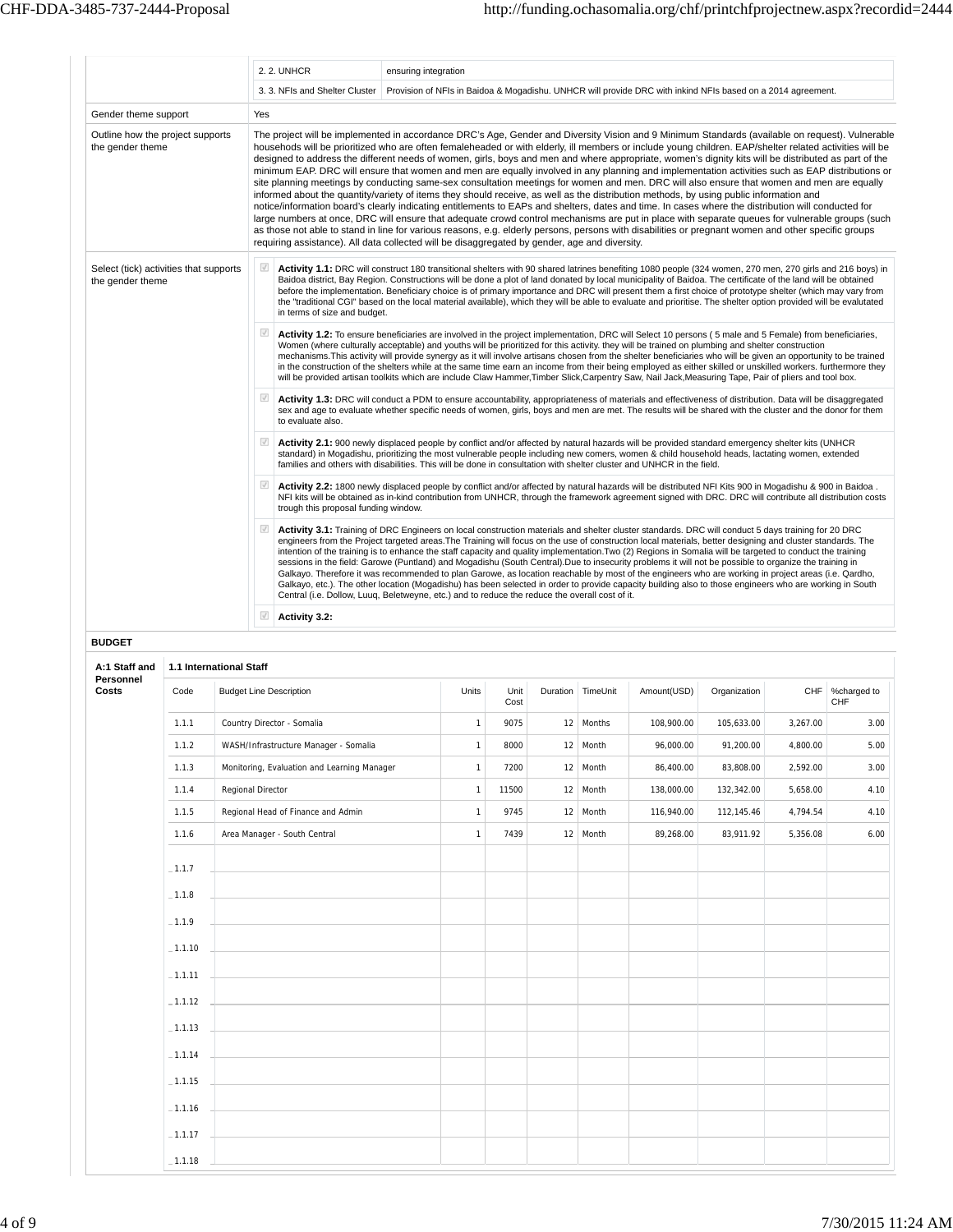| | | |
|---|---|---|
| | 2. 2. UNHCR | ensuring integration |
| | 3. 3. NFIs and Shelter Cluster | Provision of NFIs in Baidoa & Mogadishu. UNHCR will provide DRC with inkind NFIs based on a 2014 agreement. |

| | |
|---|---|
| Gender theme support | Yes |
| Outline how the project supports the gender theme | The project will be implemented in accordance DRC's Age, Gender and Diversity Vision and 9 Minimum Standards (available on request). Vulnerable households will be prioritized who are often femaleheaded or with elderly, ill members or include young children. EAP/shelter related activities will be designed to address the different needs of women, girls, boys and men and where appropriate, women's dignity kits will be distributed as part of the minimum EAP. DRC will ensure that women and men are equally involved in any planning and implementation activities such as EAP distributions or site planning meetings by conducting same-sex consultation meetings for women and men. DRC will also ensure that women and men are equally informed about the quantity/variety of items they should receive, as well as the distribution methods, by using public information and notice/information board's clearly indicating entitlements to EAPs and shelters, dates and time. In cases where the distribution will conducted for large numbers at once, DRC will ensure that adequate crowd control mechanisms are put in place with separate queues for vulnerable groups (such as those not able to stand in line for various reasons, e.g. elderly persons, persons with disabilities or pregnant women and other specific groups requiring assistance). All data collected will be disaggregated by gender, age and diversity. |

**Select (tick) activities that supports the gender theme**

- ☑ **Activity 1.1:** DRC will construct 180 transitional shelters with 90 shared latrines benefiting 1080 people (324 women, 270 men, 270 girls and 216 boys) in Baidoa district, Bay Region. Constructions will be done a plot of land donated by local municipality of Baidoa. The certificate of the land will be obtained before the implementation. Beneficiary choice is of primary importance and DRC will present them a first choice of prototype shelter (which may vary from the "traditional CGI" based on the local material available), which they will be able to evaluate and prioritise. The shelter option provided will be evalutated in terms of size and budget.
- ☑ **Activity 1.2:** To ensure beneficiaries are involved in the project implementation, DRC will Select 10 persons ( 5 male and 5 Female) from beneficiaries, Women (where culturally acceptable) and youths will be prioritized for this activity. they will be trained on plumbing and shelter construction mechanisms.This activity will provide synergy as it will involve artisans chosen from the shelter beneficiaries who will be given an opportunity to be trained in the construction of the shelters while at the same time earn an income from their being employed as either skilled or unskilled workers. furthermore they will be provided artisan toolkits which are include Claw Hammer,Timber Slick,Carpentry Saw, Nail Jack,Measuring Tape, Pair of pliers and tool box.
- ☑ **Activity 1.3:** DRC will conduct a PDM to ensure accountability, appropriateness of materials and effectiveness of distribution. Data will be disaggregated sex and age to evaluate whether specific needs of women, girls, boys and men are met. The results will be shared with the cluster and the donor for them to evaluate also.
- ☑ **Activity 2.1:** 900 newly displaced people by conflict and/or affected by natural hazards will be provided standard emergency shelter kits (UNHCR standard) in Mogadishu, prioritizing the most vulnerable people including new comers, women & child household heads, lactating women, extended families and others with disabilities. This will be done in consultation with shelter cluster and UNHCR in the field.
- ☑ **Activity 2.2:** 1800 newly displaced people by conflict and/or affected by natural hazards will be distributed NFI Kits 900 in Mogadishu & 900 in Baidoa . NFI kits will be obtained as in-kind contribution from UNHCR, through the framework agreement signed with DRC. DRC will contribute all distribution costs trough this proposal funding window.
- ☑ **Activity 3.1:** Training of DRC Engineers on local construction materials and shelter cluster standards. DRC will conduct 5 days training for 20 DRC engineers from the Project targeted areas.The Training will focus on the use of construction local materials, better designing and cluster standards. The intention of the training is to enhance the staff capacity and quality implementation.Two (2) Regions in Somalia will be targeted to conduct the training sessions in the field: Garowe (Puntland) and Mogadishu (South Central).Due to insecurity problems it will not be possible to organize the training in Galkayo. Therefore it was recommended to plan Garowe, as location reachable by most of the engineers who are working in project areas (i.e. Qardho, Galkayo, etc.). The other location (Mogadishu) has been selected in order to provide capacity building also to those engineers who are working in South Central (i.e. Dollow, Luuq, Beletweyne, etc.) and to reduce the reduce the overall cost of it.
- ☑ **Activity 3.2:**

**BUDGET**

**A:1 Staff and Personnel Costs**

**1.1 International Staff**

| Code | Budget Line Description | Units | Unit Cost | Duration | TimeUnit | Amount(USD) | Organization | CHF | %charged to CHF |
|---|---|---|---|---|---|---|---|---|---|
| 1.1.1 | Country Director - Somalia | 1 | 9075 | 12 | Months | 108,900.00 | 105,633.00 | 3,267.00 | 3.00 |
| 1.1.2 | WASH/Infrastructure Manager - Somalia | 1 | 8000 | 12 | Month | 96,000.00 | 91,200.00 | 4,800.00 | 5.00 |
| 1.1.3 | Monitoring, Evaluation and Learning Manager | 1 | 7200 | 12 | Month | 86,400.00 | 83,808.00 | 2,592.00 | 3.00 |
| 1.1.4 | Regional Director | 1 | 11500 | 12 | Month | 138,000.00 | 132,342.00 | 5,658.00 | 4.10 |
| 1.1.5 | Regional Head of Finance and Admin | 1 | 9745 | 12 | Month | 116,940.00 | 112,145.46 | 4,794.54 | 4.10 |
| 1.1.6 | Area Manager - South Central | 1 | 7439 | 12 | Month | 89,268.00 | 83,911.92 | 5,356.08 | 6.00 |
| 1.1.7 | | | | | | | | | |
| 1.1.8 | | | | | | | | | |
| 1.1.9 | | | | | | | | | |
| 1.1.10 | | | | | | | | | |
| 1.1.11 | | | | | | | | | |
| 1.1.12 | | | | | | | | | |
| 1.1.13 | | | | | | | | | |
| 1.1.14 | | | | | | | | | |
| 1.1.15 | | | | | | | | | |
| 1.1.16 | | | | | | | | | |
| 1.1.17 | | | | | | | | | |
| 1.1.18 | | | | | | | | | |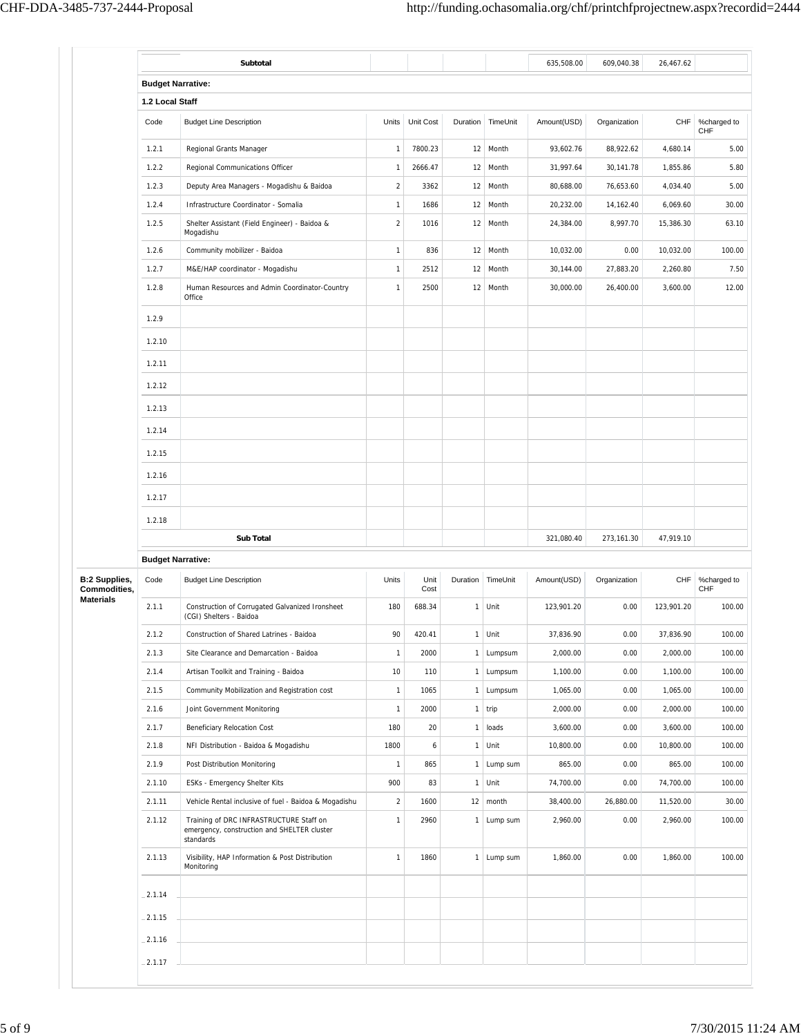| | Subtotal | | | | | 635,508.00 | 609,040.38 | 26,467.62 | |
|---|---|---|---|---|---|---|---|---|---|

**Budget Narrative:**

**1.2 Local Staff**

| Code | Budget Line Description | Units | Unit Cost | Duration | TimeUnit | Amount(USD) | Organization | CHF | %charged to CHF |
|---|---|---|---|---|---|---|---|---|---|
| 1.2.1 | Regional Grants Manager | 1 | 7800.23 | 12 | Month | 93,602.76 | 88,922.62 | 4,680.14 | 5.00 |
| 1.2.2 | Regional Communications Officer | 1 | 2666.47 | 12 | Month | 31,997.64 | 30,141.78 | 1,855.86 | 5.80 |
| 1.2.3 | Deputy Area Managers - Mogadishu & Baidoa | 2 | 3362 | 12 | Month | 80,688.00 | 76,653.60 | 4,034.40 | 5.00 |
| 1.2.4 | Infrastructure Coordinator - Somalia | 1 | 1686 | 12 | Month | 20,232.00 | 14,162.40 | 6,069.60 | 30.00 |
| 1.2.5 | Shelter Assistant (Field Engineer) - Baidoa & Mogadishu | 2 | 1016 | 12 | Month | 24,384.00 | 8,997.70 | 15,386.30 | 63.10 |
| 1.2.6 | Community mobilizer - Baidoa | 1 | 836 | 12 | Month | 10,032.00 | 0.00 | 10,032.00 | 100.00 |
| 1.2.7 | M&E/HAP coordinator - Mogadishu | 1 | 2512 | 12 | Month | 30,144.00 | 27,883.20 | 2,260.80 | 7.50 |
| 1.2.8 | Human Resources and Admin Coordinator-Country Office | 1 | 2500 | 12 | Month | 30,000.00 | 26,400.00 | 3,600.00 | 12.00 |
| 1.2.9 | | | | | | | | | |
| 1.2.10 | | | | | | | | | |
| 1.2.11 | | | | | | | | | |
| 1.2.12 | | | | | | | | | |
| 1.2.13 | | | | | | | | | |
| 1.2.14 | | | | | | | | | |
| 1.2.15 | | | | | | | | | |
| 1.2.16 | | | | | | | | | |
| 1.2.17 | | | | | | | | | |
| 1.2.18 | | | | | | | | | |
| | Sub Total | | | | | 321,080.40 | 273,161.30 | 47,919.10 | |

**Budget Narrative:**

**B:2 Supplies, Commodities, Materials**

| Code | Budget Line Description | Units | Unit Cost | Duration | TimeUnit | Amount(USD) | Organization | CHF | %charged to CHF |
|---|---|---|---|---|---|---|---|---|---|
| 2.1.1 | Construction of Corrugated Galvanized Ironsheet (CGI) Shelters - Baidoa | 180 | 688.34 | 1 | Unit | 123,901.20 | 0.00 | 123,901.20 | 100.00 |
| 2.1.2 | Construction of Shared Latrines - Baidoa | 90 | 420.41 | 1 | Unit | 37,836.90 | 0.00 | 37,836.90 | 100.00 |
| 2.1.3 | Site Clearance and Demarcation - Baidoa | 1 | 2000 | 1 | Lumpsum | 2,000.00 | 0.00 | 2,000.00 | 100.00 |
| 2.1.4 | Artisan Toolkit and Training - Baidoa | 10 | 110 | 1 | Lumpsum | 1,100.00 | 0.00 | 1,100.00 | 100.00 |
| 2.1.5 | Community Mobilization and Registration cost | 1 | 1065 | 1 | Lumpsum | 1,065.00 | 0.00 | 1,065.00 | 100.00 |
| 2.1.6 | Joint Government Monitoring | 1 | 2000 | 1 | trip | 2,000.00 | 0.00 | 2,000.00 | 100.00 |
| 2.1.7 | Beneficiary Relocation Cost | 180 | 20 | 1 | loads | 3,600.00 | 0.00 | 3,600.00 | 100.00 |
| 2.1.8 | NFI Distribution - Baidoa & Mogadishu | 1800 | 6 | 1 | Unit | 10,800.00 | 0.00 | 10,800.00 | 100.00 |
| 2.1.9 | Post Distribution Monitoring | 1 | 865 | 1 | Lump sum | 865.00 | 0.00 | 865.00 | 100.00 |
| 2.1.10 | ESKs - Emergency Shelter Kits | 900 | 83 | 1 | Unit | 74,700.00 | 0.00 | 74,700.00 | 100.00 |
| 2.1.11 | Vehicle Rental inclusive of fuel - Baidoa & Mogadishu | 2 | 1600 | 12 | month | 38,400.00 | 26,880.00 | 11,520.00 | 30.00 |
| 2.1.12 | Training of DRC INFRASTRUCTURE Staff on emergency, construction and SHELTER cluster standards | 1 | 2960 | 1 | Lump sum | 2,960.00 | 0.00 | 2,960.00 | 100.00 |
| 2.1.13 | Visibility, HAP Information & Post Distribution Monitoring | 1 | 1860 | 1 | Lump sum | 1,860.00 | 0.00 | 1,860.00 | 100.00 |
| 2.1.14 | | | | | | | | | |
| 2.1.15 | | | | | | | | | |
| 2.1.16 | | | | | | | | | |
| 2.1.17 | | | | | | | | | |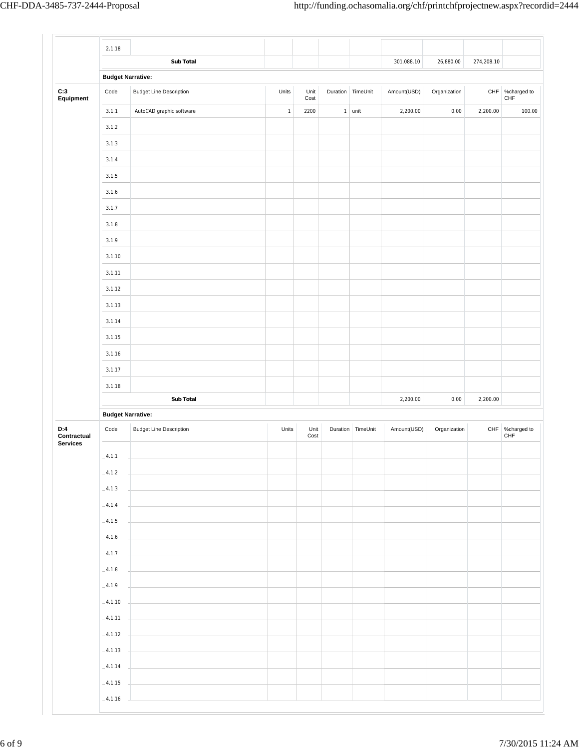| | Code | Budget Line Description | Units | Unit Cost | Duration | TimeUnit | Amount(USD) | Organization | CHF | %charged to CHF |
|---|---|---|---|---|---|---|---|---|---|---|
| | 2.1.18 | | | | | | | | | |
| | | **Sub Total** | | | | | 301,088.10 | 26,880.00 | 274,208.10 | |

**Budget Narrative:**

**C:3 Equipment**

| Code | Budget Line Description | Units | Unit Cost | Duration | TimeUnit | Amount(USD) | Organization | CHF | %charged to CHF |
|---|---|---|---|---|---|---|---|---|---|
| 3.1.1 | AutoCAD graphic software | 1 | 2200 | 1 | unit | 2,200.00 | 0.00 | 2,200.00 | 100.00 |
| 3.1.2 | | | | | | | | | |
| 3.1.3 | | | | | | | | | |
| 3.1.4 | | | | | | | | | |
| 3.1.5 | | | | | | | | | |
| 3.1.6 | | | | | | | | | |
| 3.1.7 | | | | | | | | | |
| 3.1.8 | | | | | | | | | |
| 3.1.9 | | | | | | | | | |
| 3.1.10 | | | | | | | | | |
| 3.1.11 | | | | | | | | | |
| 3.1.12 | | | | | | | | | |
| 3.1.13 | | | | | | | | | |
| 3.1.14 | | | | | | | | | |
| 3.1.15 | | | | | | | | | |
| 3.1.16 | | | | | | | | | |
| 3.1.17 | | | | | | | | | |
| 3.1.18 | | | | | | | | | |
| | **Sub Total** | | | | | 2,200.00 | 0.00 | 2,200.00 | |

**Budget Narrative:**

**D:4 Contractual Services**

| Code | Budget Line Description | Units | Unit Cost | Duration | TimeUnit | Amount(USD) | Organization | CHF | %charged to CHF |
|---|---|---|---|---|---|---|---|---|---|
| 4.1.1 | | | | | | | | | |
| 4.1.2 | | | | | | | | | |
| 4.1.3 | | | | | | | | | |
| 4.1.4 | | | | | | | | | |
| 4.1.5 | | | | | | | | | |
| 4.1.6 | | | | | | | | | |
| 4.1.7 | | | | | | | | | |
| 4.1.8 | | | | | | | | | |
| 4.1.9 | | | | | | | | | |
| 4.1.10 | | | | | | | | | |
| 4.1.11 | | | | | | | | | |
| 4.1.12 | | | | | | | | | |
| 4.1.13 | | | | | | | | | |
| 4.1.14 | | | | | | | | | |
| 4.1.15 | | | | | | | | | |
| 4.1.16 | | | | | | | | | |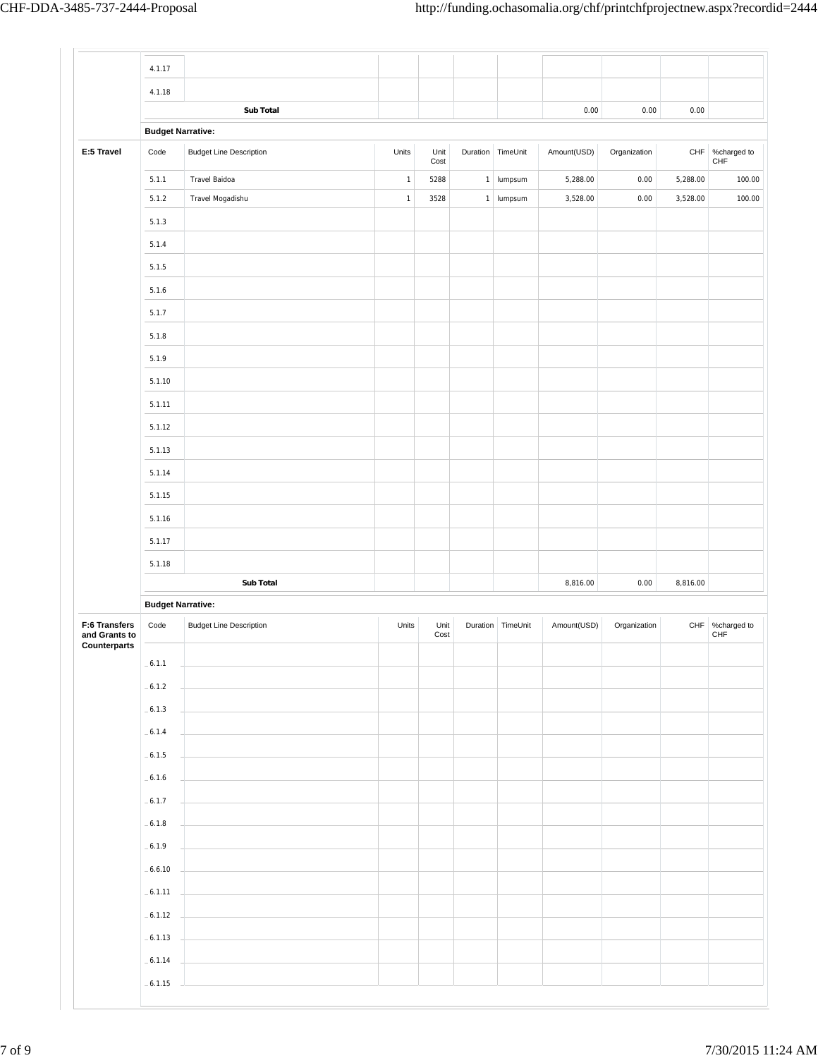| | Code | Budget Line Description | Units | Unit Cost | Duration | TimeUnit | Amount(USD) | Organization | CHF | %charged to CHF |
|---|---|---|---|---|---|---|---|---|---|---|
| | 4.1.17 | | | | | | | | | |
| | 4.1.18 | | | | | | | | | |
| | | **Sub Total** | | | | | 0.00 | 0.00 | 0.00 | |

**Budget Narrative:**

| **E:5 Travel** | Code | Budget Line Description | Units | Unit Cost | Duration | TimeUnit | Amount(USD) | Organization | CHF | %charged to CHF |
|---|---|---|---|---|---|---|---|---|---|---|
| | 5.1.1 | Travel Baidoa | 1 | 5288 | 1 | lumpsum | 5,288.00 | 0.00 | 5,288.00 | 100.00 |
| | 5.1.2 | Travel Mogadishu | 1 | 3528 | 1 | lumpsum | 3,528.00 | 0.00 | 3,528.00 | 100.00 |
| | 5.1.3 | | | | | | | | | |
| | 5.1.4 | | | | | | | | | |
| | 5.1.5 | | | | | | | | | |
| | 5.1.6 | | | | | | | | | |
| | 5.1.7 | | | | | | | | | |
| | 5.1.8 | | | | | | | | | |
| | 5.1.9 | | | | | | | | | |
| | 5.1.10 | | | | | | | | | |
| | 5.1.11 | | | | | | | | | |
| | 5.1.12 | | | | | | | | | |
| | 5.1.13 | | | | | | | | | |
| | 5.1.14 | | | | | | | | | |
| | 5.1.15 | | | | | | | | | |
| | 5.1.16 | | | | | | | | | |
| | 5.1.17 | | | | | | | | | |
| | 5.1.18 | | | | | | | | | |
| | | **Sub Total** | | | | | 8,816.00 | 0.00 | 8,816.00 | |

**Budget Narrative:**

| **F:6 Transfers and Grants to Counterparts** | Code | Budget Line Description | Units | Unit Cost | Duration | TimeUnit | Amount(USD) | Organization | CHF | %charged to CHF |
|---|---|---|---|---|---|---|---|---|---|---|
| | 6.1.1 | | | | | | | | | |
| | 6.1.2 | | | | | | | | | |
| | 6.1.3 | | | | | | | | | |
| | 6.1.4 | | | | | | | | | |
| | 6.1.5 | | | | | | | | | |
| | 6.1.6 | | | | | | | | | |
| | 6.1.7 | | | | | | | | | |
| | 6.1.8 | | | | | | | | | |
| | 6.1.9 | | | | | | | | | |
| | 6.6.10 | | | | | | | | | |
| | 6.1.11 | | | | | | | | | |
| | 6.1.12 | | | | | | | | | |
| | 6.1.13 | | | | | | | | | |
| | 6.1.14 | | | | | | | | | |
| | 6.1.15 | | | | | | | | | |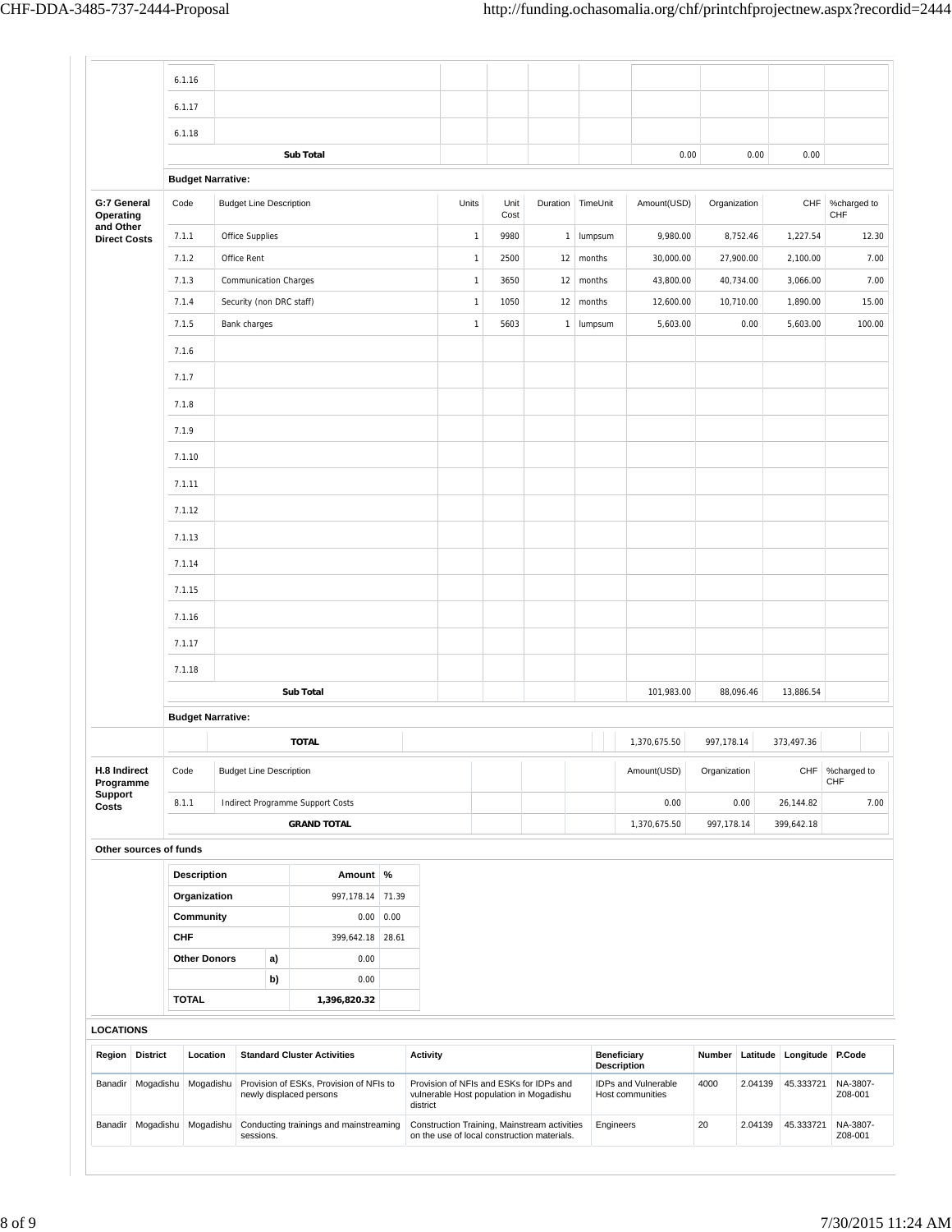| | Code | Budget Line Description | Units | Unit Cost | Duration | TimeUnit | Amount(USD) | Organization | CHF | %charged to CHF |
|---|---|---|---|---|---|---|---|---|---|---|
| | 6.1.16 | | | | | | | | | |
| | 6.1.17 | | | | | | | | | |
| | 6.1.18 | | | | | | | | | |
| | | **Sub Total** | | | | | 0.00 | 0.00 | 0.00 | |
| | **Budget Narrative:** | | | | | | | | | |
| **G:7 General Operating and Other Direct Costs** | Code | Budget Line Description | Units | Unit Cost | Duration | TimeUnit | Amount(USD) | Organization | CHF | %charged to CHF |
| | 7.1.1 | Office Supplies | 1 | 9980 | 1 | lumpsum | 9,980.00 | 8,752.46 | 1,227.54 | 12.30 |
| | 7.1.2 | Office Rent | 1 | 2500 | 12 | months | 30,000.00 | 27,900.00 | 2,100.00 | 7.00 |
| | 7.1.3 | Communication Charges | 1 | 3650 | 12 | months | 43,800.00 | 40,734.00 | 3,066.00 | 7.00 |
| | 7.1.4 | Security (non DRC staff) | 1 | 1050 | 12 | months | 12,600.00 | 10,710.00 | 1,890.00 | 15.00 |
| | 7.1.5 | Bank charges | 1 | 5603 | 1 | lumpsum | 5,603.00 | 0.00 | 5,603.00 | 100.00 |
| | 7.1.6 | | | | | | | | | |
| | 7.1.7 | | | | | | | | | |
| | 7.1.8 | | | | | | | | | |
| | 7.1.9 | | | | | | | | | |
| | 7.1.10 | | | | | | | | | |
| | 7.1.11 | | | | | | | | | |
| | 7.1.12 | | | | | | | | | |
| | 7.1.13 | | | | | | | | | |
| | 7.1.14 | | | | | | | | | |
| | 7.1.15 | | | | | | | | | |
| | 7.1.16 | | | | | | | | | |
| | 7.1.17 | | | | | | | | | |
| | 7.1.18 | | | | | | | | | |
| | | **Sub Total** | | | | | 101,983.00 | 88,096.46 | 13,886.54 | |
| | **Budget Narrative:** | | | | | | | | | |
| | | **TOTAL** | | | | | 1,370,675.50 | 997,178.14 | 373,497.36 | |
| **H.8 Indirect Programme Support Costs** | Code | Budget Line Description | | | | | Amount(USD) | Organization | CHF | %charged to CHF |
| | 8.1.1 | Indirect Programme Support Costs | | | | | 0.00 | 0.00 | 26,144.82 | 7.00 |
| | | **GRAND TOTAL** | | | | | 1,370,675.50 | 997,178.14 | 399,642.18 | |

**Other sources of funds**

| Description | | Amount | % |
|---|---|---|---|
| **Organization** | | 997,178.14 | 71.39 |
| **Community** | | 0.00 | 0.00 |
| **CHF** | | 399,642.18 | 28.61 |
| **Other Donors** | **a)** | 0.00 | |
| | **b)** | 0.00 | |
| **TOTAL** | | **1,396,820.32** | |

**LOCATIONS**

| Region | District | Location | Standard Cluster Activities | Activity | Beneficiary Description | Number | Latitude | Longitude | P.Code |
|---|---|---|---|---|---|---|---|---|---|
| Banadir | Mogadishu | Mogadishu | Provision of ESKs, Provision of NFIs to newly displaced persons | Provision of NFIs and ESKs for IDPs and vulnerable Host population in Mogadishu district | IDPs and Vulnerable Host communities | 4000 | 2.04139 | 45.333721 | NA-3807-Z08-001 |
| Banadir | Mogadishu | Mogadishu | Conducting trainings and mainstreaming sessions. | Construction Training, Mainstream activities on the use of local construction materials. | Engineers | 20 | 2.04139 | 45.333721 | NA-3807-Z08-001 |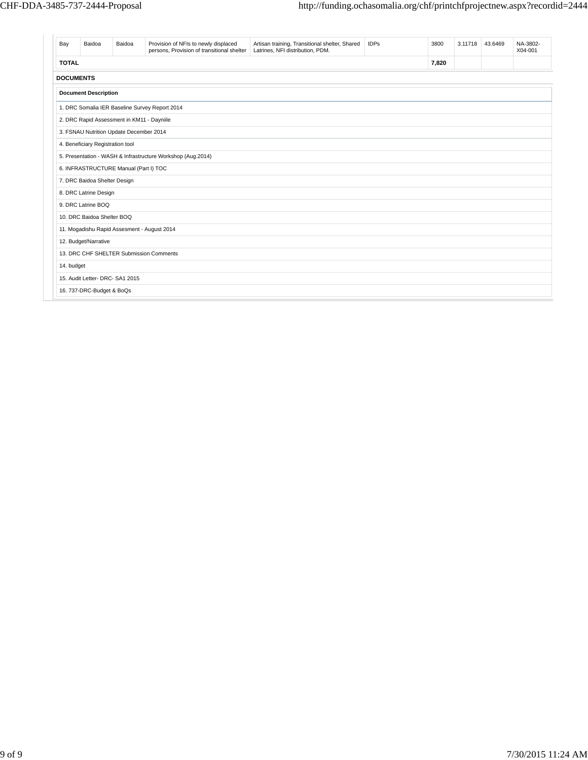| | | | | | | | | | |
|---|---|---|---|---|---|---|---|---|---|
| Bay | Baidoa | Baidoa | Provision of NFIs to newly displaced persons, Provision of transitional shelter | Artisan training, Transitional shelter, Shared Latrines, NFI distribution, PDM. | IDPs | 3800 | 3.11718 | 43.6469 | NA-3802-X04-001 |
| **TOTAL** | | | | | | **7,820** | | | |

**DOCUMENTS**

| **Document Description** |
|---|
| 1. DRC Somalia IER Baseline Survey Report 2014 |
| 2. DRC Rapid Assessment in KM11 - Dayniile |
| 3. FSNAU Nutrition Update December 2014 |
| 4. Beneficiary Registration tool |
| 5. Presentation - WASH & Infrastructure Workshop (Aug.2014) |
| 6. INFRASTRUCTURE Manual (Part I) TOC |
| 7. DRC Baidoa Shelter Design |
| 8. DRC Latrine Design |
| 9. DRC Latrine BOQ |
| 10. DRC Baidoa Shelter BOQ |
| 11. Mogadishu Rapid Assesment - August 2014 |
| 12. Budget/Narrative |
| 13. DRC CHF SHELTER Submission Comments |
| 14. budget |
| 15. Audit Letter- DRC- SA1 2015 |
| 16. 737-DRC-Budget & BoQs |